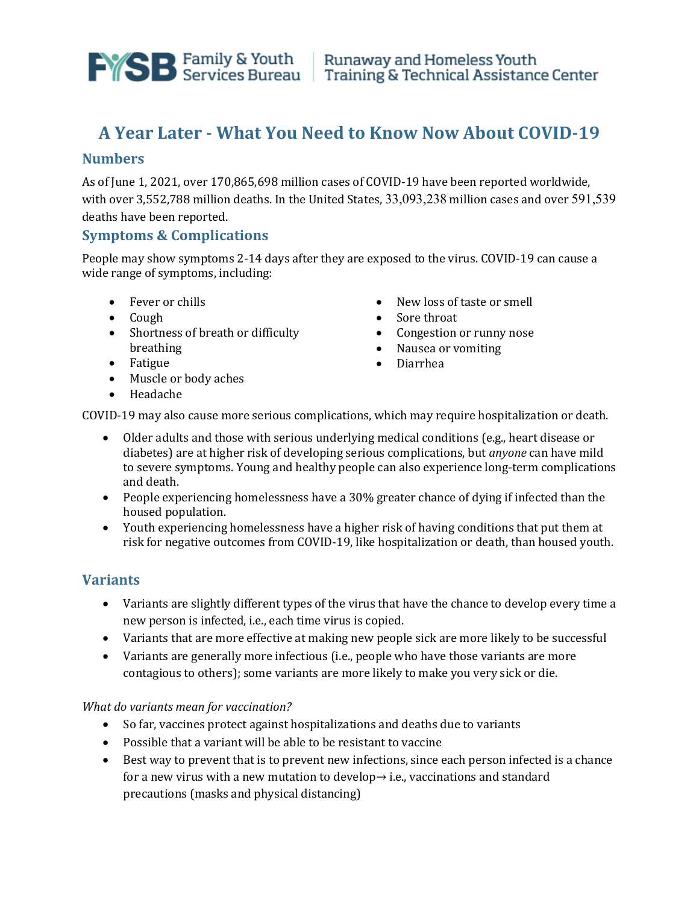# A Year Later - What You Need to Know Now About COVID-19

## Numbers

As of June 1, 2021, over 170,865,698 million cases of COVID-19 have been reported worldwide, with over 3,552,788 million deaths. In the United States, 33,093,238 million cases and over 591,539 deaths have been reported.

## Symptoms & Complications

People may show symptoms 2-14 days after they are exposed to the virus. COVID-19 can cause a wide range of symptoms, including:

- Fever or chills
- Cough
- Shortness of breath or difficulty breathing
- Fatigue
- Muscle or body aches
- Headache
- New loss of taste or smell
- Sore throat
- Congestion or runny nose
- Nausea or vomiting
- Diarrhea

COVID-19 may also cause more serious complications, which may require hospitalization or death.

- Older adults and those with serious underlying medical conditions (e.g., heart disease or diabetes) are at higher risk of developing serious complications, but *anyone* can have mild to severe symptoms. Young and healthy people can also experience long-term complications and death.
- People experiencing homelessness have a 30% greater chance of dying if infected than the housed population.
- Youth experiencing homelessness have a higher risk of having conditions that put them at risk for negative outcomes from COVID-19, like hospitalization or death, than housed youth.

## Variants

- Variants are slightly different types of the virus that have the chance to develop every time a new person is infected, i.e., each time virus is copied.
- Variants that are more effective at making new people sick are more likely to be successful
- Variants are generally more infectious (i.e., people who have those variants are more contagious to others); some variants are more likely to make you very sick or die.

*What do variants mean for vaccination?*

- So far, vaccines protect against hospitalizations and deaths due to variants
- Possible that a variant will be able to be resistant to vaccine
- Best way to prevent that is to prevent new infections, since each person infected is a chance for a new virus with a new mutation to develop→ i.e., vaccinations and standard precautions (masks and physical distancing)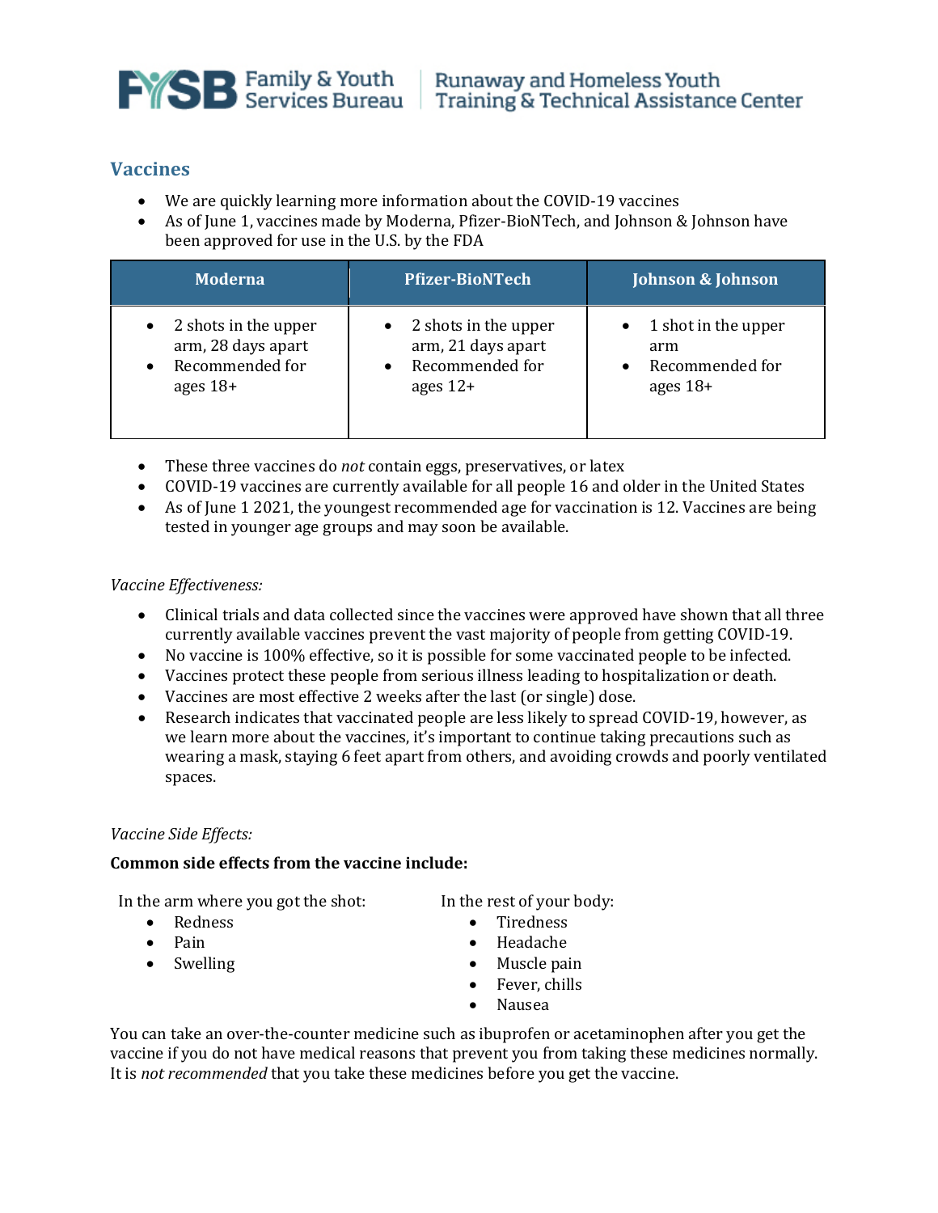## Vaccines

- We are quickly learning more information about the COVID-19 vaccines
- As of June 1, vaccines made by Moderna, Pfizer-BioNTech, and Johnson & Johnson have been approved for use in the U.S. by the FDA

| Moderna | Pfizer-BioNTech | Johnson & Johnson |
| --- | --- | --- |
| • 2 shots in the upper arm, 28 days apart<br>• Recommended for ages 18+ | • 2 shots in the upper arm, 21 days apart<br>• Recommended for ages 12+ | • 1 shot in the upper arm<br>• Recommended for ages 18+ |

- These three vaccines do *not* contain eggs, preservatives, or latex
- COVID-19 vaccines are currently available for all people 16 and older in the United States
- As of June 1 2021, the youngest recommended age for vaccination is 12. Vaccines are being tested in younger age groups and may soon be available.

*Vaccine Effectiveness:*

- Clinical trials and data collected since the vaccines were approved have shown that all three currently available vaccines prevent the vast majority of people from getting COVID-19.
- No vaccine is 100% effective, so it is possible for some vaccinated people to be infected.
- Vaccines protect these people from serious illness leading to hospitalization or death.
- Vaccines are most effective 2 weeks after the last (or single) dose.
- Research indicates that vaccinated people are less likely to spread COVID-19, however, as we learn more about the vaccines, it's important to continue taking precautions such as wearing a mask, staying 6 feet apart from others, and avoiding crowds and poorly ventilated spaces.

*Vaccine Side Effects:*

**Common side effects from the vaccine include:**

In the arm where you got the shot:

- Redness
- Pain
- Swelling

In the rest of your body:

- Tiredness
- Headache
- Muscle pain
- Fever, chills
- Nausea

You can take an over-the-counter medicine such as ibuprofen or acetaminophen after you get the vaccine if you do not have medical reasons that prevent you from taking these medicines normally. It is *not recommended* that you take these medicines before you get the vaccine.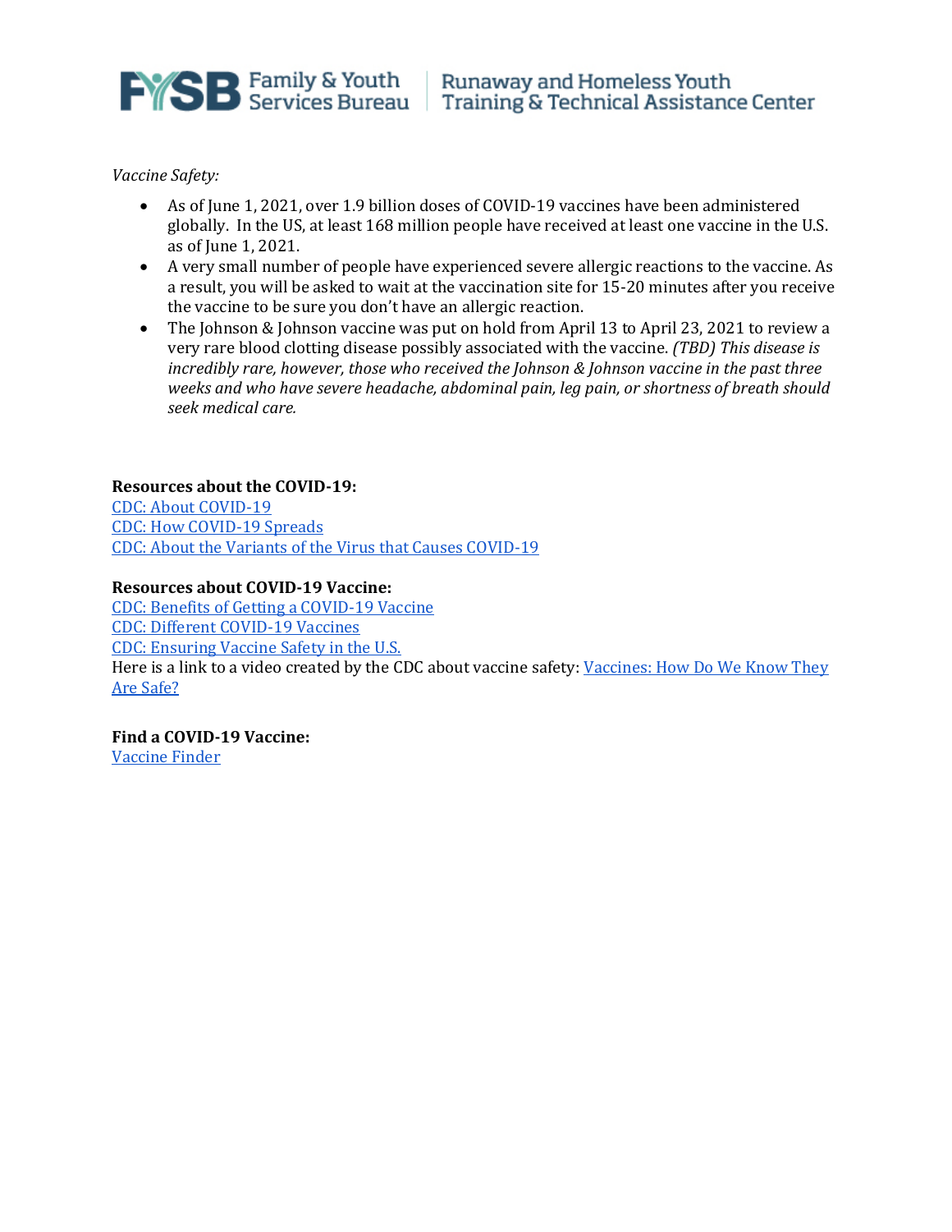*Vaccine Safety:*

- As of June 1, 2021, over 1.9 billion doses of COVID-19 vaccines have been administered globally. In the US, at least 168 million people have received at least one vaccine in the U.S. as of June 1, 2021.
- A very small number of people have experienced severe allergic reactions to the vaccine. As a result, you will be asked to wait at the vaccination site for 15-20 minutes after you receive the vaccine to be sure you don't have an allergic reaction.
- The Johnson & Johnson vaccine was put on hold from April 13 to April 23, 2021 to review a very rare blood clotting disease possibly associated with the vaccine. *(TBD) This disease is incredibly rare, however, those who received the Johnson & Johnson vaccine in the past three weeks and who have severe headache, abdominal pain, leg pain, or shortness of breath should seek medical care.*

**Resources about the COVID-19:**
CDC: About COVID-19
CDC: How COVID-19 Spreads
CDC: About the Variants of the Virus that Causes COVID-19

**Resources about COVID-19 Vaccine:**
CDC: Benefits of Getting a COVID-19 Vaccine
CDC: Different COVID-19 Vaccines
CDC: Ensuring Vaccine Safety in the U.S.
Here is a link to a video created by the CDC about vaccine safety: Vaccines: How Do We Know They Are Safe?

**Find a COVID-19 Vaccine:**
Vaccine Finder